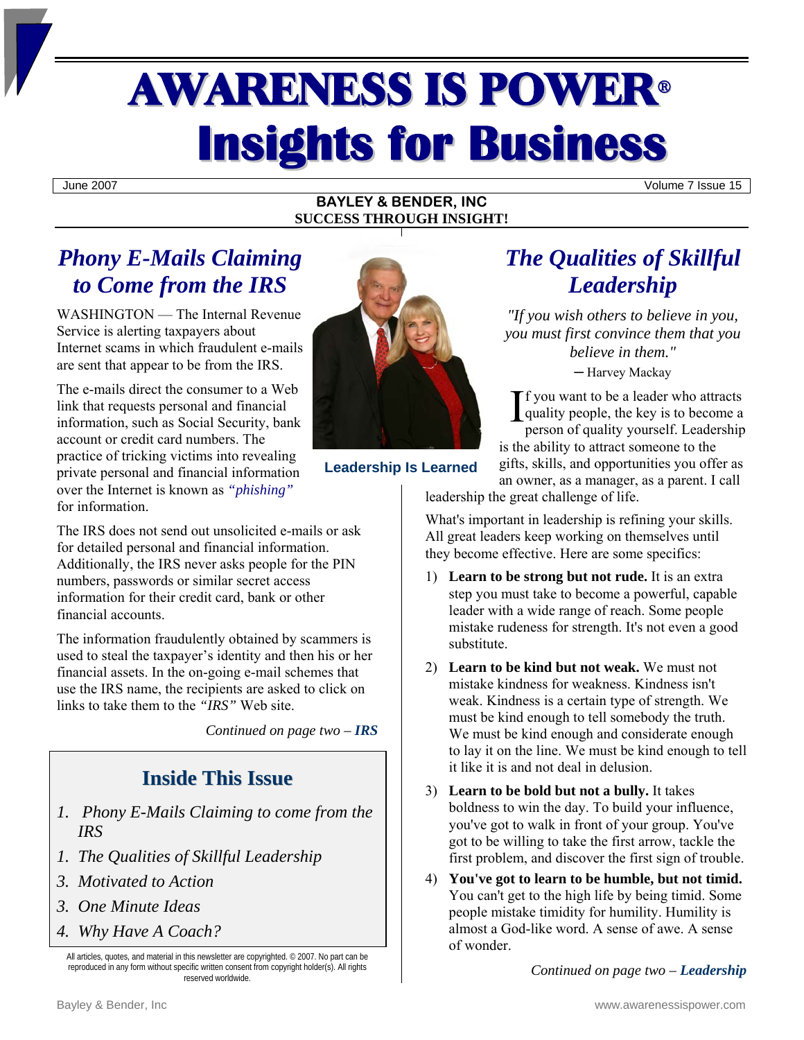# AWARENESS IS POWER®
# Insights for Business

June 2007 — Volume 7 Issue 15

**BAYLEY & BENDER, INC**
**SUCCESS THROUGH INSIGHT!**

## *Phony E-Mails Claiming to Come from the IRS*

WASHINGTON — The Internal Revenue Service is alerting taxpayers about Internet scams in which fraudulent e-mails are sent that appear to be from the IRS.

The e-mails direct the consumer to a Web link that requests personal and financial information, such as Social Security, bank account or credit card numbers. The practice of tricking victims into revealing private personal and financial information over the Internet is known as *"phishing"* for information.

The IRS does not send out unsolicited e-mails or ask for detailed personal and financial information. Additionally, the IRS never asks people for the PIN numbers, passwords or similar secret access information for their credit card, bank or other financial accounts.

The information fraudulently obtained by scammers is used to steal the taxpayer's identity and then his or her financial assets. In the on-going e-mail schemes that use the IRS name, the recipients are asked to click on links to take them to the *"IRS"* Web site.

*Continued on page two – **IRS***

**Leadership Is Learned**

## Inside This Issue

1. *Phony E-Mails Claiming to come from the IRS*
1. *The Qualities of Skillful Leadership*
3. *Motivated to Action*
3. *One Minute Ideas*
4. *Why Have A Coach?*

All articles, quotes, and material in this newsletter are copyrighted. © 2007. No part can be reproduced in any form without specific written consent from copyright holder(s). All rights reserved worldwide.

## *The Qualities of Skillful Leadership*

*"If you wish others to believe in you, you must first convince them that you believe in them."*

– Harvey Mackay

If you want to be a leader who attracts quality people, the key is to become a person of quality yourself. Leadership is the ability to attract someone to the gifts, skills, and opportunities you offer as an owner, as a manager, as a parent. I call leadership the great challenge of life.

What's important in leadership is refining your skills. All great leaders keep working on themselves until they become effective. Here are some specifics:

1) **Learn to be strong but not rude.** It is an extra step you must take to become a powerful, capable leader with a wide range of reach. Some people mistake rudeness for strength. It's not even a good substitute.

2) **Learn to be kind but not weak.** We must not mistake kindness for weakness. Kindness isn't weak. Kindness is a certain type of strength. We must be kind enough to tell somebody the truth. We must be kind enough and considerate enough to lay it on the line. We must be kind enough to tell it like it is and not deal in delusion.

3) **Learn to be bold but not a bully.** It takes boldness to win the day. To build your influence, you've got to walk in front of your group. You've got to be willing to take the first arrow, tackle the first problem, and discover the first sign of trouble.

4) **You've got to learn to be humble, but not timid.** You can't get to the high life by being timid. Some people mistake timidity for humility. Humility is almost a God-like word. A sense of awe. A sense of wonder.

*Continued on page two – **Leadership***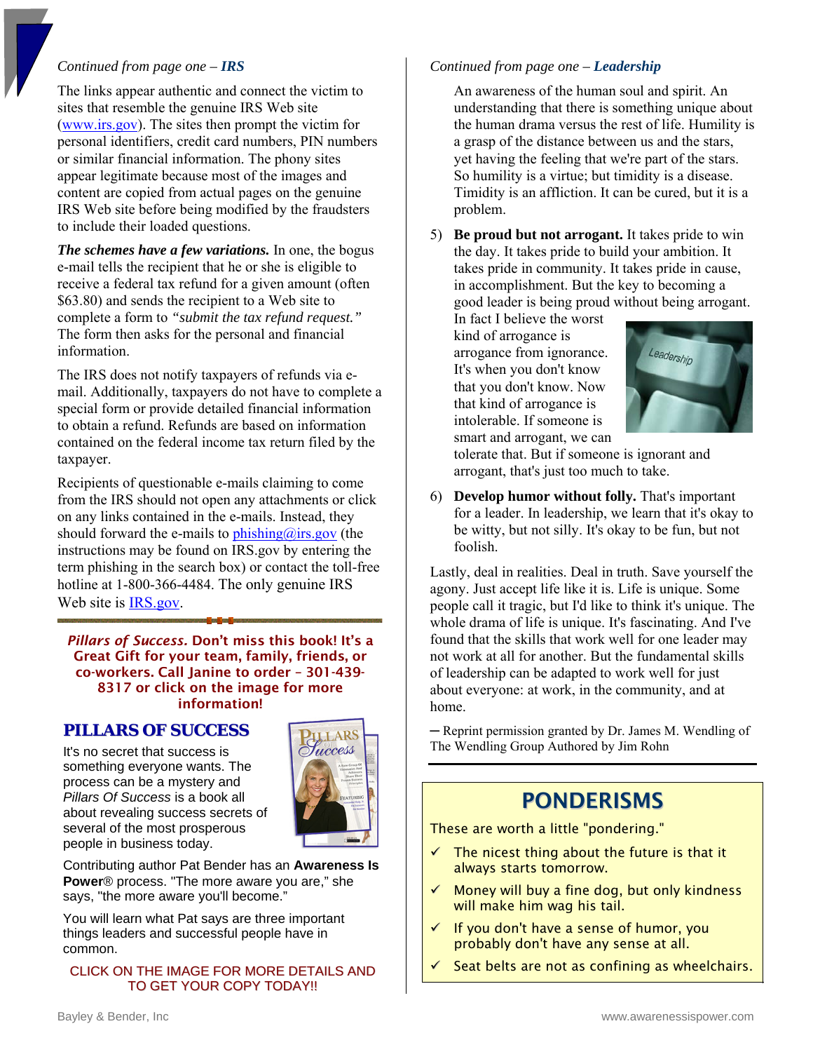*Continued from page one – **IRS***

The links appear authentic and connect the victim to sites that resemble the genuine IRS Web site (www.irs.gov). The sites then prompt the victim for personal identifiers, credit card numbers, PIN numbers or similar financial information. The phony sites appear legitimate because most of the images and content are copied from actual pages on the genuine IRS Web site before being modified by the fraudsters to include their loaded questions.

***The schemes have a few variations.*** In one, the bogus e-mail tells the recipient that he or she is eligible to receive a federal tax refund for a given amount (often $63.80) and sends the recipient to a Web site to complete a form to *"submit the tax refund request."* The form then asks for the personal and financial information.

The IRS does not notify taxpayers of refunds via e-mail. Additionally, taxpayers do not have to complete a special form or provide detailed financial information to obtain a refund. Refunds are based on information contained on the federal income tax return filed by the taxpayer.

Recipients of questionable e-mails claiming to come from the IRS should not open any attachments or click on any links contained in the e-mails. Instead, they should forward the e-mails to phishing@irs.gov (the instructions may be found on IRS.gov by entering the term phishing in the search box) or contact the toll-free hotline at 1-800-366-4484. The only genuine IRS Web site is IRS.gov.

***Pillars of Success.* Don't miss this book! It's a Great Gift for your team, family, friends, or co-workers. Call Janine to order – 301-439-8317 or click on the image for more information!**

## PILLARS OF SUCCESS

It's no secret that success is something everyone wants. The process can be a mystery and *Pillars Of Success* is a book all about revealing success secrets of several of the most prosperous people in business today.

Contributing author Pat Bender has an **Awareness Is Power**® process. "The more aware you are," she says, "the more aware you'll become."

You will learn what Pat says are three important things leaders and successful people have in common.

CLICK ON THE IMAGE FOR MORE DETAILS AND TO GET YOUR COPY TODAY!!

*Continued from page one – **Leadership***

An awareness of the human soul and spirit. An understanding that there is something unique about the human drama versus the rest of life. Humility is a grasp of the distance between us and the stars, yet having the feeling that we're part of the stars. So humility is a virtue; but timidity is a disease. Timidity is an affliction. It can be cured, but it is a problem.

5) **Be proud but not arrogant.** It takes pride to win the day. It takes pride to build your ambition. It takes pride in community. It takes pride in cause, in accomplishment. But the key to becoming a good leader is being proud without being arrogant. In fact I believe the worst kind of arrogance is arrogance from ignorance. It's when you don't know that you don't know. Now that kind of arrogance is intolerable. If someone is smart and arrogant, we can tolerate that. But if someone is ignorant and arrogant, that's just too much to take.

6) **Develop humor without folly.** That's important for a leader. In leadership, we learn that it's okay to be witty, but not silly. It's okay to be fun, but not foolish.

Lastly, deal in realities. Deal in truth. Save yourself the agony. Just accept life like it is. Life is unique. Some people call it tragic, but I'd like to think it's unique. The whole drama of life is unique. It's fascinating. And I've found that the skills that work well for one leader may not work at all for another. But the fundamental skills of leadership can be adapted to work well for just about everyone: at work, in the community, and at home.

─ Reprint permission granted by Dr. James M. Wendling of The Wendling Group Authored by Jim Rohn

## PONDERISMS

These are worth a little "pondering."

- ✓ The nicest thing about the future is that it always starts tomorrow.
- ✓ Money will buy a fine dog, but only kindness will make him wag his tail.
- ✓ If you don't have a sense of humor, you probably don't have any sense at all.
- ✓ Seat belts are not as confining as wheelchairs.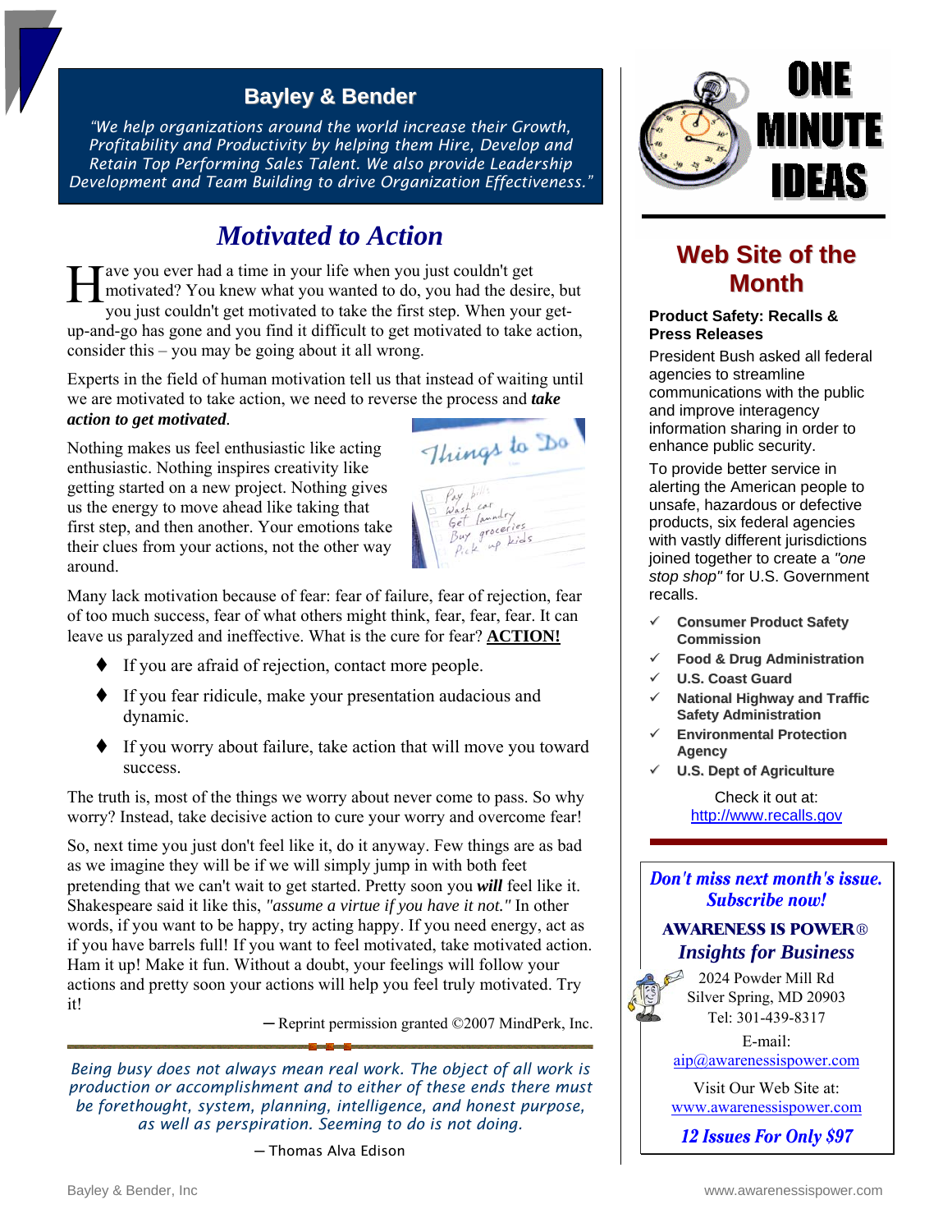## Bayley & Bender

*"We help organizations around the world increase their Growth, Profitability and Productivity by helping them Hire, Develop and Retain Top Performing Sales Talent. We also provide Leadership Development and Team Building to drive Organization Effectiveness."*

# *Motivated to Action*

Have you ever had a time in your life when you just couldn't get motivated? You knew what you wanted to do, you had the desire, but you just couldn't get motivated to take the first step. When your get-up-and-go has gone and you find it difficult to get motivated to take action, consider this – you may be going about it all wrong.

Experts in the field of human motivation tell us that instead of waiting until we are motivated to take action, we need to reverse the process and ***take action to get motivated***.

Nothing makes us feel enthusiastic like acting enthusiastic. Nothing inspires creativity like getting started on a new project. Nothing gives us the energy to move ahead like taking that first step, and then another. Your emotions take their clues from your actions, not the other way around.

Many lack motivation because of fear: fear of failure, fear of rejection, fear of too much success, fear of what others might think, fear, fear, fear. It can leave us paralyzed and ineffective. What is the cure for fear? **ACTION!**

- If you are afraid of rejection, contact more people.
- If you fear ridicule, make your presentation audacious and dynamic.
- If you worry about failure, take action that will move you toward success.

The truth is, most of the things we worry about never come to pass. So why worry? Instead, take decisive action to cure your worry and overcome fear!

So, next time you just don't feel like it, do it anyway. Few things are as bad as we imagine they will be if we will simply jump in with both feet pretending that we can't wait to get started. Pretty soon you ***will*** feel like it. Shakespeare said it like this, *"assume a virtue if you have it not."* In other words, if you want to be happy, try acting happy. If you need energy, act as if you have barrels full! If you want to feel motivated, take motivated action. Ham it up! Make it fun. Without a doubt, your feelings will follow your actions and pretty soon your actions will help you feel truly motivated. Try it!

— Reprint permission granted ©2007 MindPerk, Inc.

*Being busy does not always mean real work. The object of all work is production or accomplishment and to either of these ends there must be forethought, system, planning, intelligence, and honest purpose, as well as perspiration. Seeming to do is not doing.*

— Thomas Alva Edison

# ONE MINUTE IDEAS

## Web Site of the Month

**Product Safety: Recalls & Press Releases**

President Bush asked all federal agencies to streamline communications with the public and improve interagency information sharing in order to enhance public security.

To provide better service in alerting the American people to unsafe, hazardous or defective products, six federal agencies with vastly different jurisdictions joined together to create a *"one stop shop"* for U.S. Government recalls.

- ✓ **Consumer Product Safety Commission**
- ✓ **Food & Drug Administration**
- ✓ **U.S. Coast Guard**
- ✓ **National Highway and Traffic Safety Administration**
- ✓ **Environmental Protection Agency**
- ✓ **U.S. Dept of Agriculture**

Check it out at:
http://www.recalls.gov

***Don't miss next month's issue. Subscribe now!***

**AWARENESS IS POWER®**
***Insights for Business***

2024 Powder Mill Rd
Silver Spring, MD 20903
Tel: 301-439-8317

E-mail:
aip@awarenessispower.com

Visit Our Web Site at:
www.awarenessispower.com

***12 Issues For Only $97***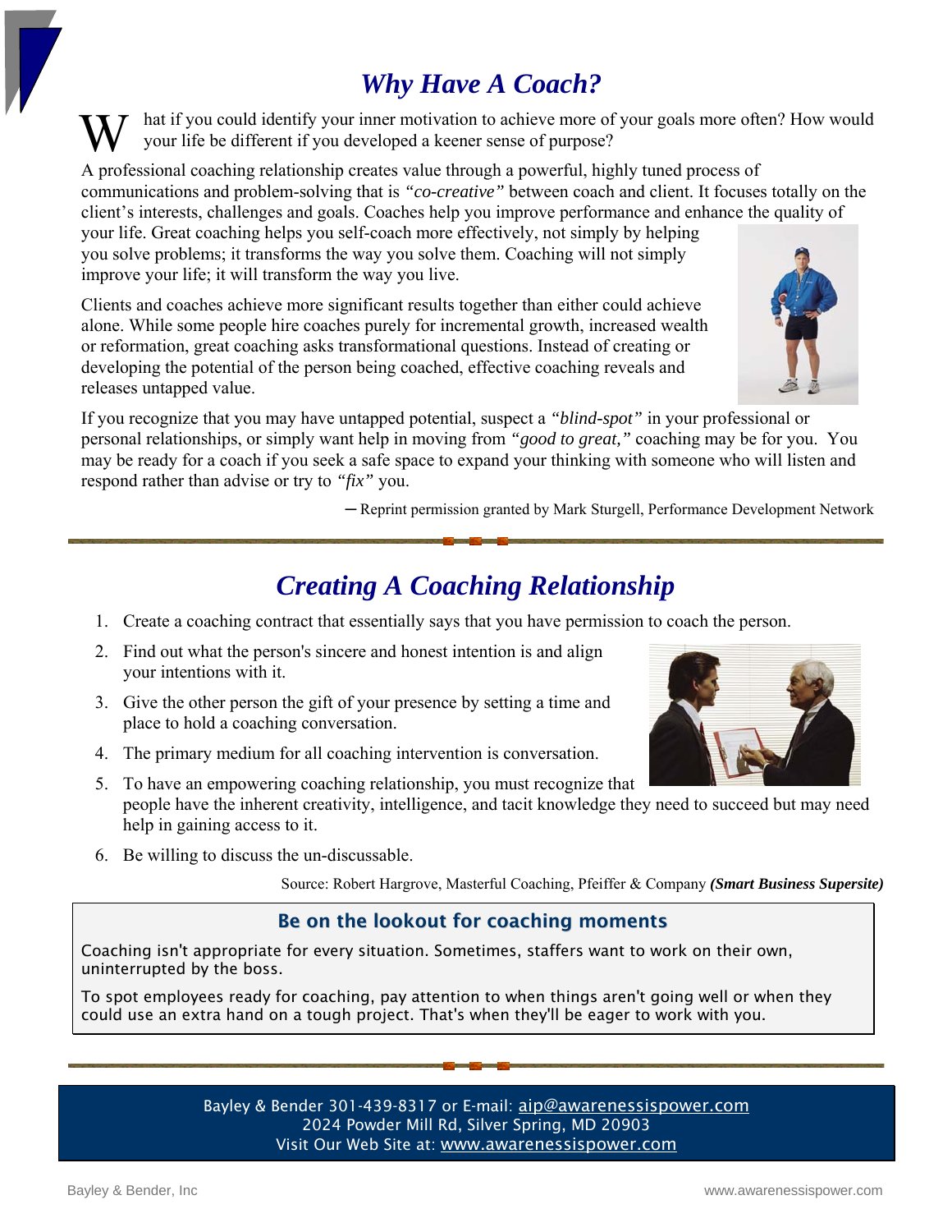## *Why Have A Coach?*

What if you could identify your inner motivation to achieve more of your goals more often? How would your life be different if you developed a keener sense of purpose?

A professional coaching relationship creates value through a powerful, highly tuned process of communications and problem-solving that is *"co-creative"* between coach and client. It focuses totally on the client's interests, challenges and goals. Coaches help you improve performance and enhance the quality of your life. Great coaching helps you self-coach more effectively, not simply by helping you solve problems; it transforms the way you solve them. Coaching will not simply improve your life; it will transform the way you live.

Clients and coaches achieve more significant results together than either could achieve alone. While some people hire coaches purely for incremental growth, increased wealth or reformation, great coaching asks transformational questions. Instead of creating or developing the potential of the person being coached, effective coaching reveals and releases untapped value.

If you recognize that you may have untapped potential, suspect a *"blind-spot"* in your professional or personal relationships, or simply want help in moving from *"good to great,"* coaching may be for you. You may be ready for a coach if you seek a safe space to expand your thinking with someone who will listen and respond rather than advise or try to *"fix"* you.

— Reprint permission granted by Mark Sturgell, Performance Development Network

## *Creating A Coaching Relationship*

1. Create a coaching contract that essentially says that you have permission to coach the person.
2. Find out what the person's sincere and honest intention is and align your intentions with it.
3. Give the other person the gift of your presence by setting a time and place to hold a coaching conversation.
4. The primary medium for all coaching intervention is conversation.
5. To have an empowering coaching relationship, you must recognize that people have the inherent creativity, intelligence, and tacit knowledge they need to succeed but may need help in gaining access to it.
6. Be willing to discuss the un-discussable.

Source: Robert Hargrove, Masterful Coaching, Pfeiffer & Company ***(Smart Business Supersite)***

### Be on the lookout for coaching moments

Coaching isn't appropriate for every situation. Sometimes, staffers want to work on their own, uninterrupted by the boss.

To spot employees ready for coaching, pay attention to when things aren't going well or when they could use an extra hand on a tough project. That's when they'll be eager to work with you.

Bayley & Bender 301-439-8317 or E-mail: aip@awarenessispower.com
2024 Powder Mill Rd, Silver Spring, MD 20903
Visit Our Web Site at: www.awarenessispower.com